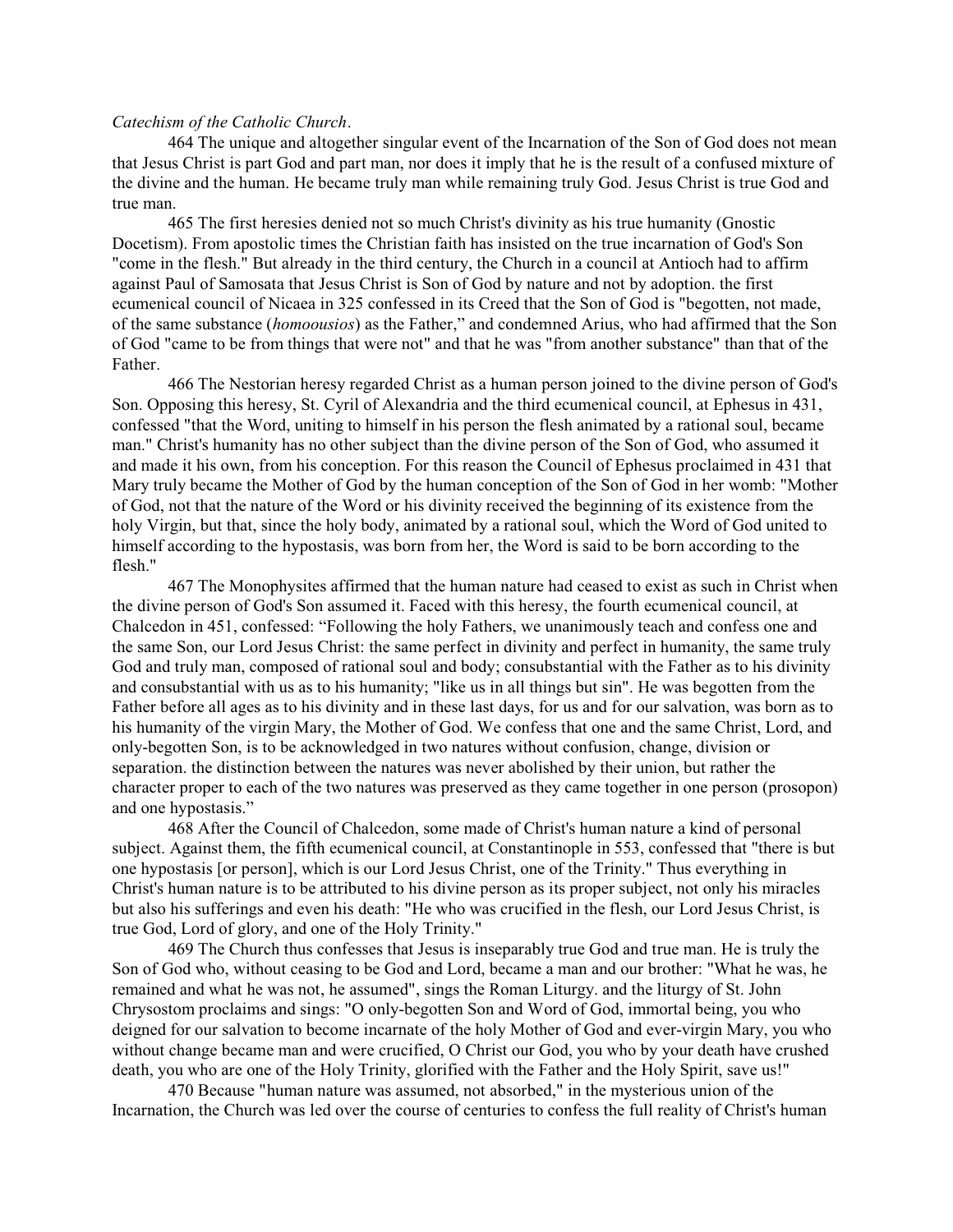*Catechism of the Catholic Church*.

464 The unique and altogether singular event of the Incarnation of the Son of God does not mean that Jesus Christ is part God and part man, nor does it imply that he is the result of a confused mixture of the divine and the human. He became truly man while remaining truly God. Jesus Christ is true God and true man.

465 The first heresies denied not so much Christ's divinity as his true humanity (Gnostic Docetism). From apostolic times the Christian faith has insisted on the true incarnation of God's Son "come in the flesh." But already in the third century, the Church in a council at Antioch had to affirm against Paul of Samosata that Jesus Christ is Son of God by nature and not by adoption. the first ecumenical council of Nicaea in 325 confessed in its Creed that the Son of God is "begotten, not made, of the same substance (*homoousios*) as the Father," and condemned Arius, who had affirmed that the Son of God "came to be from things that were not" and that he was "from another substance" than that of the Father.

466 The Nestorian heresy regarded Christ as a human person joined to the divine person of God's Son. Opposing this heresy, St. Cyril of Alexandria and the third ecumenical council, at Ephesus in 431, confessed "that the Word, uniting to himself in his person the flesh animated by a rational soul, became man." Christ's humanity has no other subject than the divine person of the Son of God, who assumed it and made it his own, from his conception. For this reason the Council of Ephesus proclaimed in 431 that Mary truly became the Mother of God by the human conception of the Son of God in her womb: "Mother of God, not that the nature of the Word or his divinity received the beginning of its existence from the holy Virgin, but that, since the holy body, animated by a rational soul, which the Word of God united to himself according to the hypostasis, was born from her, the Word is said to be born according to the flesh."

467 The Monophysites affirmed that the human nature had ceased to exist as such in Christ when the divine person of God's Son assumed it. Faced with this heresy, the fourth ecumenical council, at Chalcedon in 451, confessed: "Following the holy Fathers, we unanimously teach and confess one and the same Son, our Lord Jesus Christ: the same perfect in divinity and perfect in humanity, the same truly God and truly man, composed of rational soul and body; consubstantial with the Father as to his divinity and consubstantial with us as to his humanity; "like us in all things but sin". He was begotten from the Father before all ages as to his divinity and in these last days, for us and for our salvation, was born as to his humanity of the virgin Mary, the Mother of God. We confess that one and the same Christ, Lord, and only-begotten Son, is to be acknowledged in two natures without confusion, change, division or separation. the distinction between the natures was never abolished by their union, but rather the character proper to each of the two natures was preserved as they came together in one person (prosopon) and one hypostasis."

468 After the Council of Chalcedon, some made of Christ's human nature a kind of personal subject. Against them, the fifth ecumenical council, at Constantinople in 553, confessed that "there is but one hypostasis [or person], which is our Lord Jesus Christ, one of the Trinity." Thus everything in Christ's human nature is to be attributed to his divine person as its proper subject, not only his miracles but also his sufferings and even his death: "He who was crucified in the flesh, our Lord Jesus Christ, is true God, Lord of glory, and one of the Holy Trinity."

469 The Church thus confesses that Jesus is inseparably true God and true man. He is truly the Son of God who, without ceasing to be God and Lord, became a man and our brother: "What he was, he remained and what he was not, he assumed", sings the Roman Liturgy. and the liturgy of St. John Chrysostom proclaims and sings: "O only-begotten Son and Word of God, immortal being, you who deigned for our salvation to become incarnate of the holy Mother of God and ever-virgin Mary, you who without change became man and were crucified, O Christ our God, you who by your death have crushed death, you who are one of the Holy Trinity, glorified with the Father and the Holy Spirit, save us!"

470 Because "human nature was assumed, not absorbed," in the mysterious union of the Incarnation, the Church was led over the course of centuries to confess the full reality of Christ's human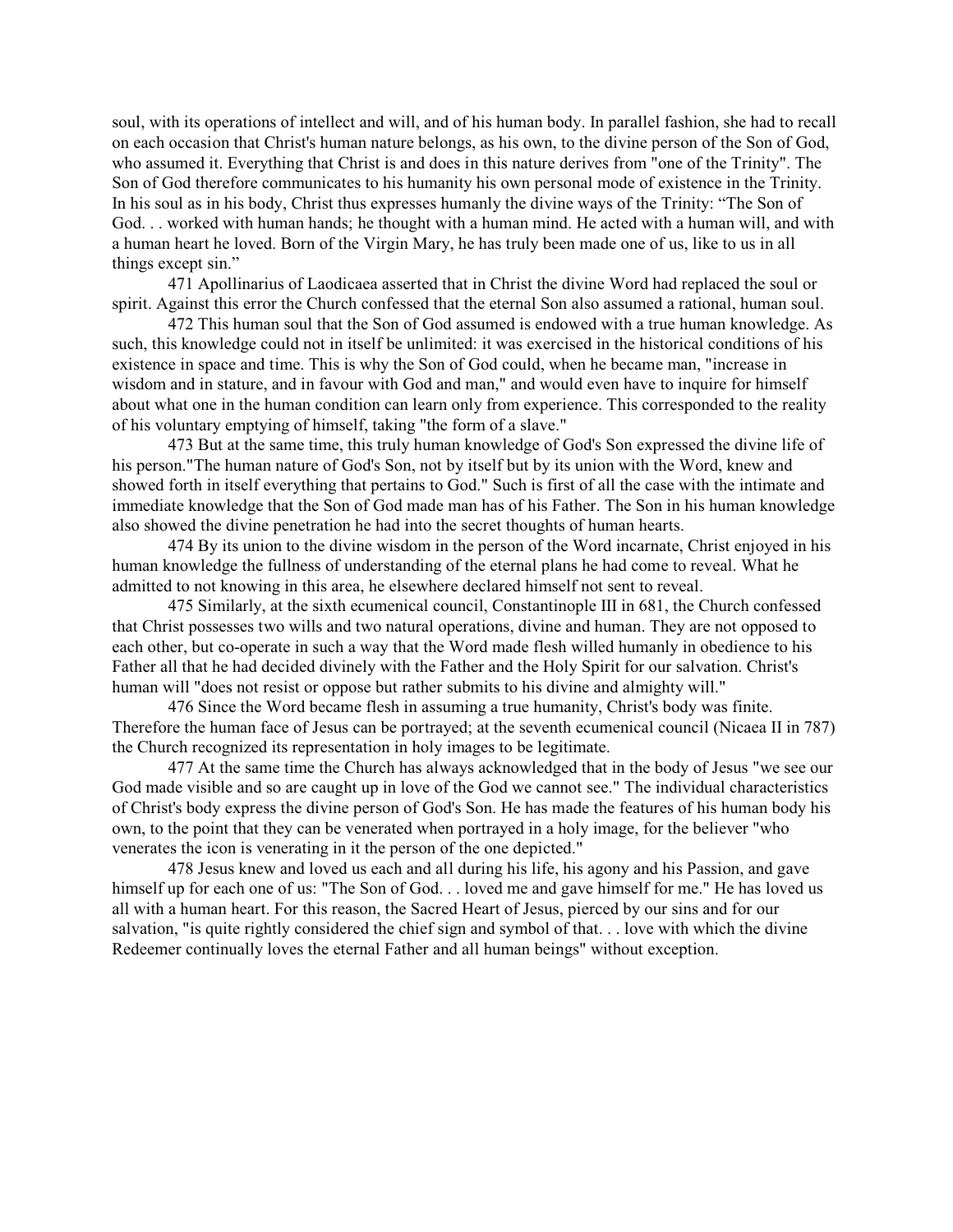soul, with its operations of intellect and will, and of his human body. In parallel fashion, she had to recall on each occasion that Christ's human nature belongs, as his own, to the divine person of the Son of God, who assumed it. Everything that Christ is and does in this nature derives from "one of the Trinity". The Son of God therefore communicates to his humanity his own personal mode of existence in the Trinity. In his soul as in his body, Christ thus expresses humanly the divine ways of the Trinity: "The Son of God. . . worked with human hands; he thought with a human mind. He acted with a human will, and with a human heart he loved. Born of the Virgin Mary, he has truly been made one of us, like to us in all things except sin."

471 Apollinarius of Laodicaea asserted that in Christ the divine Word had replaced the soul or spirit. Against this error the Church confessed that the eternal Son also assumed a rational, human soul.

472 This human soul that the Son of God assumed is endowed with a true human knowledge. As such, this knowledge could not in itself be unlimited: it was exercised in the historical conditions of his existence in space and time. This is why the Son of God could, when he became man, "increase in wisdom and in stature, and in favour with God and man," and would even have to inquire for himself about what one in the human condition can learn only from experience. This corresponded to the reality of his voluntary emptying of himself, taking "the form of a slave."

473 But at the same time, this truly human knowledge of God's Son expressed the divine life of his person."The human nature of God's Son, not by itself but by its union with the Word, knew and showed forth in itself everything that pertains to God." Such is first of all the case with the intimate and immediate knowledge that the Son of God made man has of his Father. The Son in his human knowledge also showed the divine penetration he had into the secret thoughts of human hearts.

474 By its union to the divine wisdom in the person of the Word incarnate, Christ enjoyed in his human knowledge the fullness of understanding of the eternal plans he had come to reveal. What he admitted to not knowing in this area, he elsewhere declared himself not sent to reveal.

475 Similarly, at the sixth ecumenical council, Constantinople III in 681, the Church confessed that Christ possesses two wills and two natural operations, divine and human. They are not opposed to each other, but co-operate in such a way that the Word made flesh willed humanly in obedience to his Father all that he had decided divinely with the Father and the Holy Spirit for our salvation. Christ's human will "does not resist or oppose but rather submits to his divine and almighty will."

476 Since the Word became flesh in assuming a true humanity, Christ's body was finite. Therefore the human face of Jesus can be portrayed; at the seventh ecumenical council (Nicaea II in 787) the Church recognized its representation in holy images to be legitimate.

477 At the same time the Church has always acknowledged that in the body of Jesus "we see our God made visible and so are caught up in love of the God we cannot see." The individual characteristics of Christ's body express the divine person of God's Son. He has made the features of his human body his own, to the point that they can be venerated when portrayed in a holy image, for the believer "who venerates the icon is venerating in it the person of the one depicted."

478 Jesus knew and loved us each and all during his life, his agony and his Passion, and gave himself up for each one of us: "The Son of God. . . loved me and gave himself for me." He has loved us all with a human heart. For this reason, the Sacred Heart of Jesus, pierced by our sins and for our salvation, "is quite rightly considered the chief sign and symbol of that. . . love with which the divine Redeemer continually loves the eternal Father and all human beings" without exception.